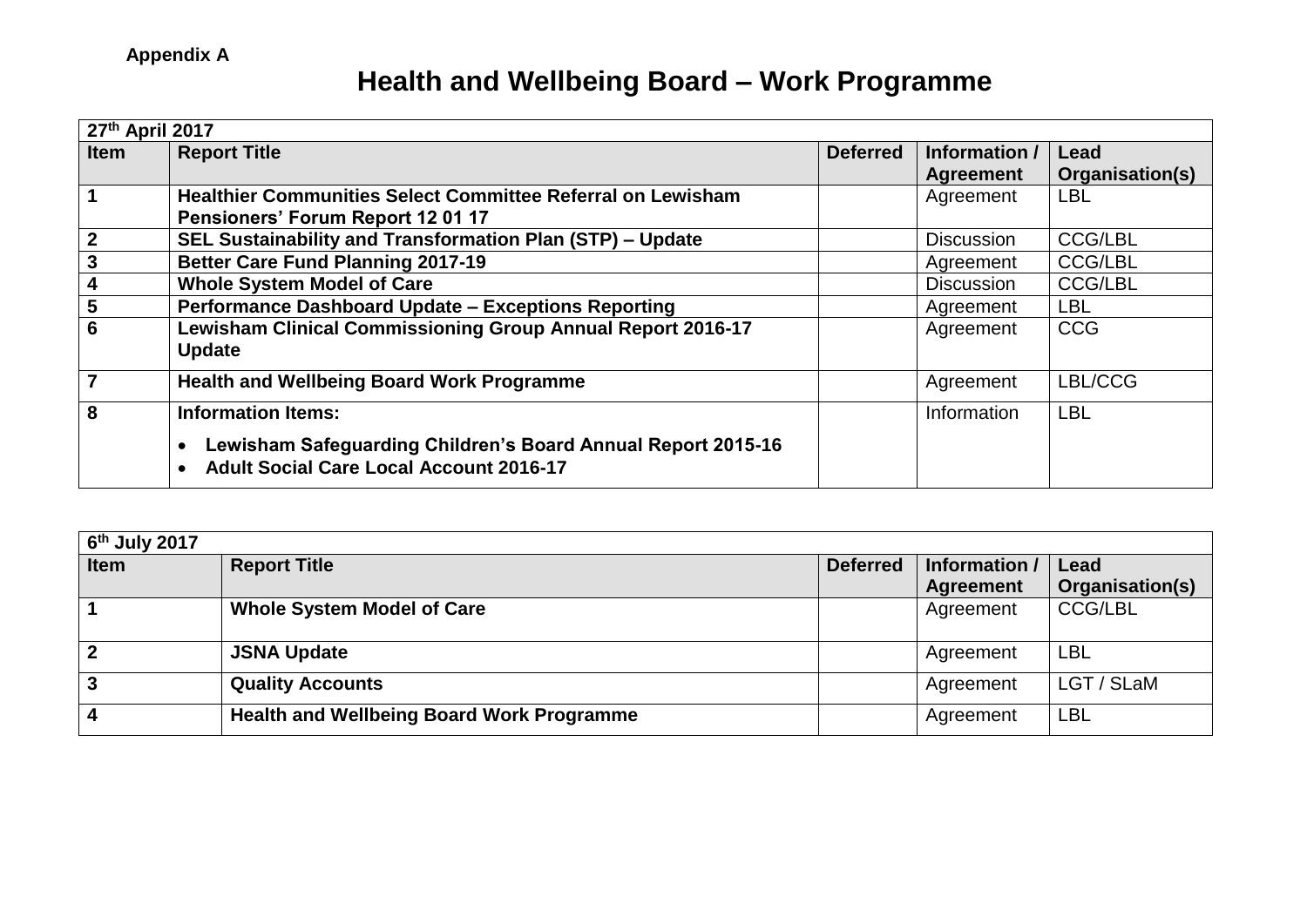**Appendix A**

# Health and Wellbeing Board – Work Programme

| 27th April 2017 | | | | |
|---|---|---|---|---|
| **Item** | **Report Title** | **Deferred** | **Information / Agreement** | **Lead Organisation(s)** |
| **1** | **Healthier Communities Select Committee Referral on Lewisham Pensioners' Forum Report 12 01 17** | | Agreement | LBL |
| **2** | **SEL Sustainability and Transformation Plan (STP) – Update** | | Discussion | CCG/LBL |
| **3** | **Better Care Fund Planning 2017-19** | | Agreement | CCG/LBL |
| **4** | **Whole System Model of Care** | | Discussion | CCG/LBL |
| **5** | **Performance Dashboard Update – Exceptions Reporting** | | Agreement | LBL |
| **6** | **Lewisham Clinical Commissioning Group Annual Report 2016-17 Update** | | Agreement | CCG |
| **7** | **Health and Wellbeing Board Work Programme** | | Agreement | LBL/CCG |
| **8** | **Information Items:**<br>• **Lewisham Safeguarding Children's Board Annual Report 2015-16**<br>• **Adult Social Care Local Account 2016-17** | | Information | LBL |

| 6th July 2017 | | | | |
|---|---|---|---|---|
| **Item** | **Report Title** | **Deferred** | **Information / Agreement** | **Lead Organisation(s)** |
| **1** | **Whole System Model of Care** | | Agreement | CCG/LBL |
| **2** | **JSNA Update** | | Agreement | LBL |
| **3** | **Quality Accounts** | | Agreement | LGT / SLaM |
| **4** | **Health and Wellbeing Board Work Programme** | | Agreement | LBL |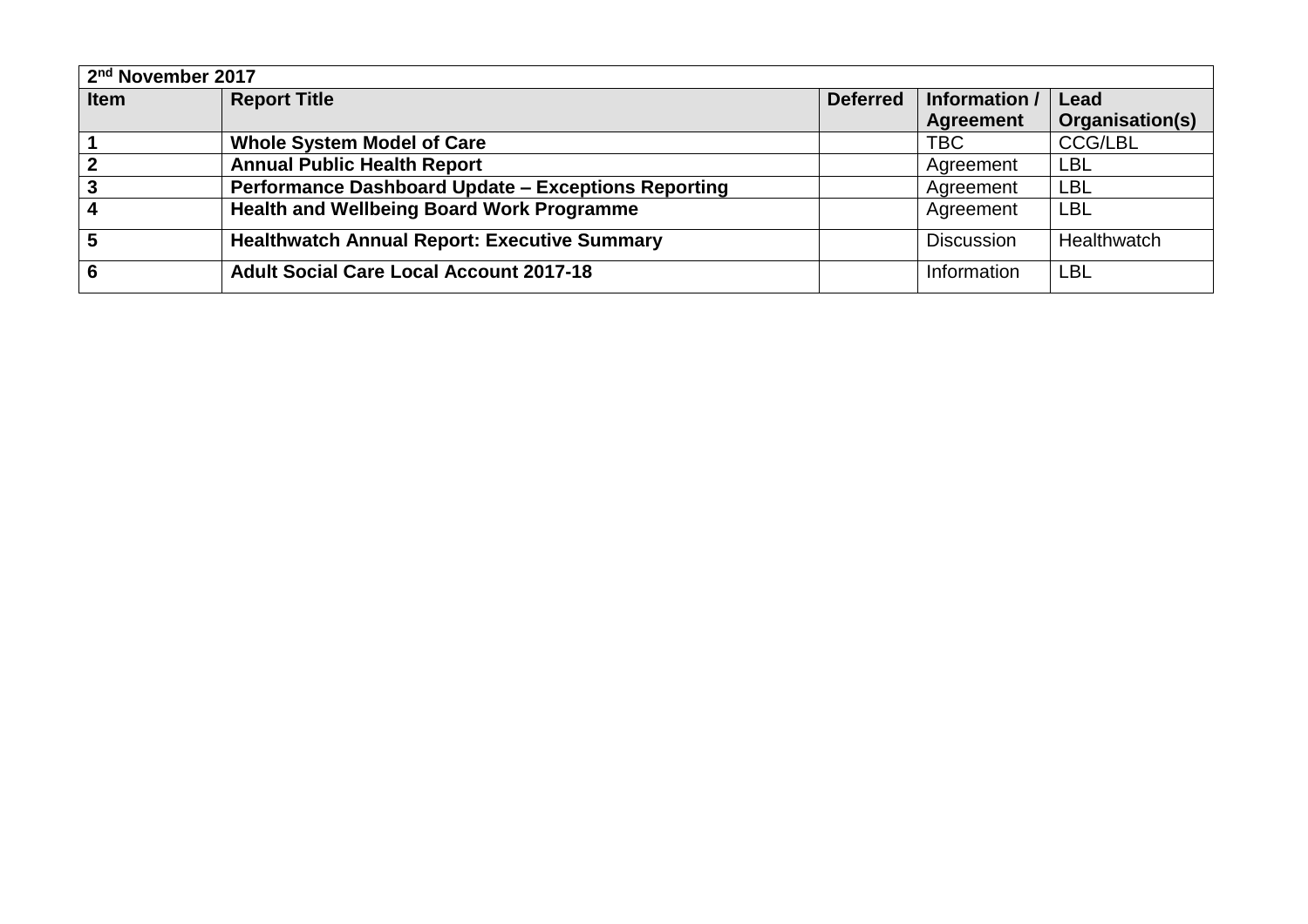| 2nd November 2017 | | | | |
|---|---|---|---|---|
| **Item** | **Report Title** | **Deferred** | **Information / Agreement** | **Lead Organisation(s)** |
| **1** | **Whole System Model of Care** | | TBC | CCG/LBL |
| **2** | **Annual Public Health Report** | | Agreement | LBL |
| **3** | **Performance Dashboard Update – Exceptions Reporting** | | Agreement | LBL |
| **4** | **Health and Wellbeing Board Work Programme** | | Agreement | LBL |
| **5** | **Healthwatch Annual Report: Executive Summary** | | Discussion | Healthwatch |
| **6** | **Adult Social Care Local Account 2017-18** | | Information | LBL |